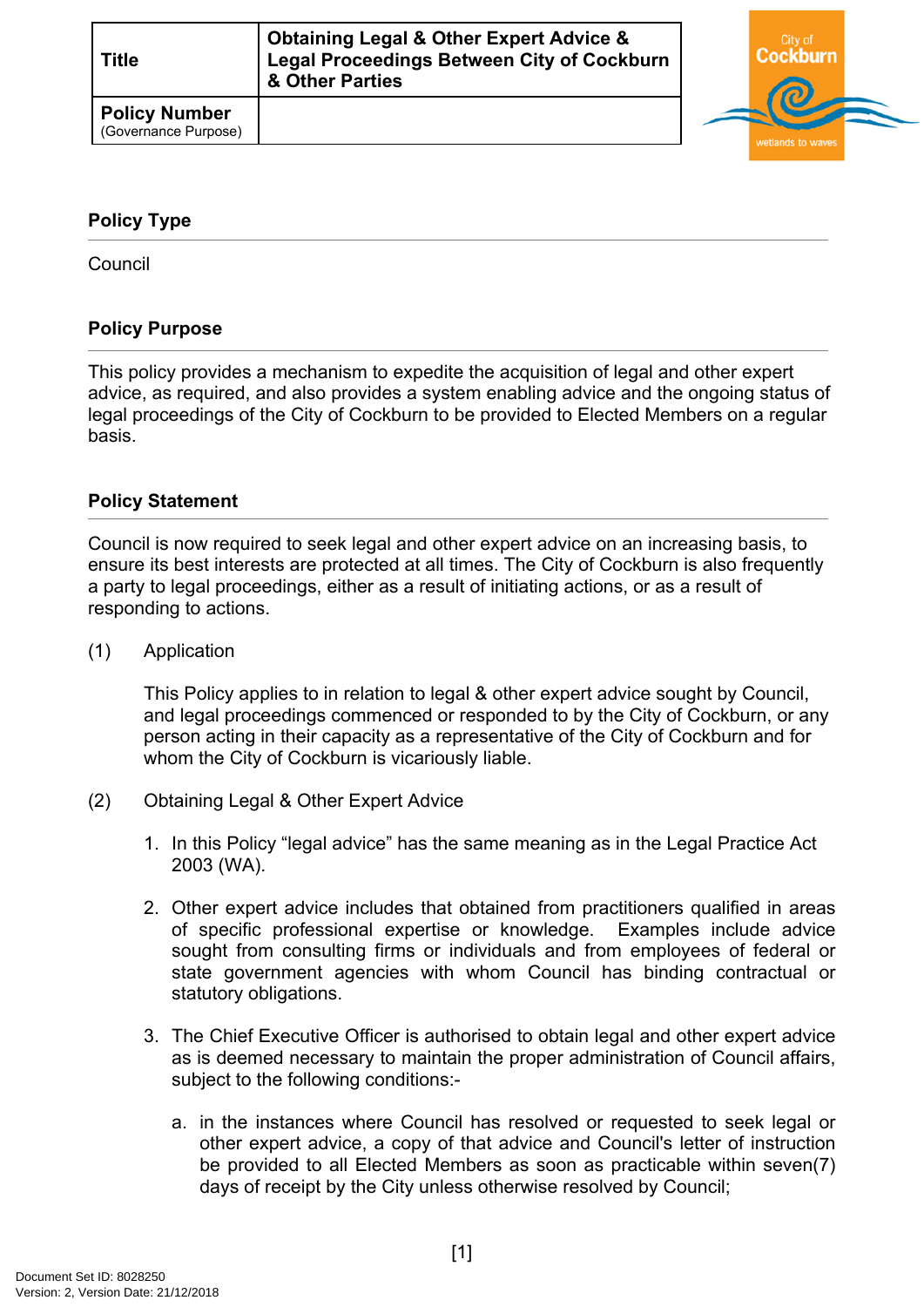| **Title** | **Obtaining Legal & Other Expert Advice & Legal Proceedings Between City of Cockburn & Other Parties** |
|---|---|
| **Policy Number** (Governance Purpose) | |

## Policy Type

Council

## Policy Purpose

This policy provides a mechanism to expedite the acquisition of legal and other expert advice, as required, and also provides a system enabling advice and the ongoing status of legal proceedings of the City of Cockburn to be provided to Elected Members on a regular basis.

## Policy Statement

Council is now required to seek legal and other expert advice on an increasing basis, to ensure its best interests are protected at all times. The City of Cockburn is also frequently a party to legal proceedings, either as a result of initiating actions, or as a result of responding to actions.

(1) Application

This Policy applies to in relation to legal & other expert advice sought by Council, and legal proceedings commenced or responded to by the City of Cockburn, or any person acting in their capacity as a representative of the City of Cockburn and for whom the City of Cockburn is vicariously liable.

(2) Obtaining Legal & Other Expert Advice

1. In this Policy "legal advice" has the same meaning as in the Legal Practice Act 2003 (WA).

2. Other expert advice includes that obtained from practitioners qualified in areas of specific professional expertise or knowledge. Examples include advice sought from consulting firms or individuals and from employees of federal or state government agencies with whom Council has binding contractual or statutory obligations.

3. The Chief Executive Officer is authorised to obtain legal and other expert advice as is deemed necessary to maintain the proper administration of Council affairs, subject to the following conditions:-

   a. in the instances where Council has resolved or requested to seek legal or other expert advice, a copy of that advice and Council's letter of instruction be provided to all Elected Members as soon as practicable within seven(7) days of receipt by the City unless otherwise resolved by Council;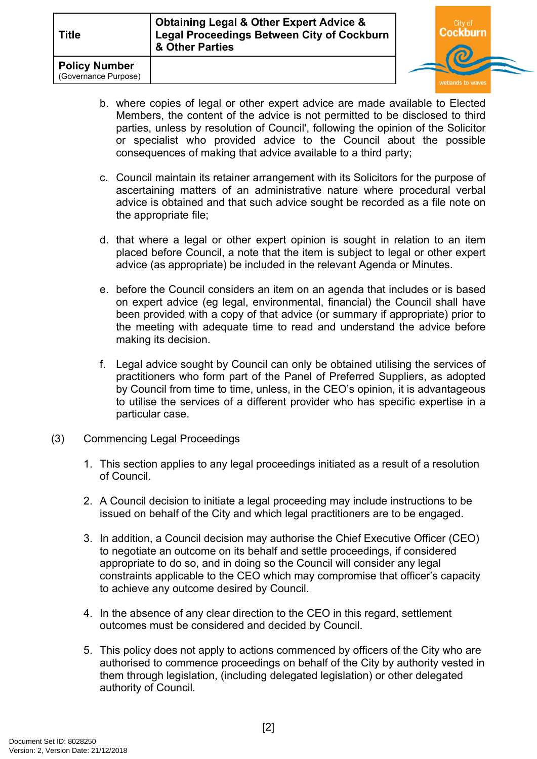b. where copies of legal or other expert advice are made available to Elected Members, the content of the advice is not permitted to be disclosed to third parties, unless by resolution of Council', following the opinion of the Solicitor or specialist who provided advice to the Council about the possible consequences of making that advice available to a third party;

c. Council maintain its retainer arrangement with its Solicitors for the purpose of ascertaining matters of an administrative nature where procedural verbal advice is obtained and that such advice sought be recorded as a file note on the appropriate file;

d. that where a legal or other expert opinion is sought in relation to an item placed before Council, a note that the item is subject to legal or other expert advice (as appropriate) be included in the relevant Agenda or Minutes.

e. before the Council considers an item on an agenda that includes or is based on expert advice (eg legal, environmental, financial) the Council shall have been provided with a copy of that advice (or summary if appropriate) prior to the meeting with adequate time to read and understand the advice before making its decision.

f. Legal advice sought by Council can only be obtained utilising the services of practitioners who form part of the Panel of Preferred Suppliers, as adopted by Council from time to time, unless, in the CEO's opinion, it is advantageous to utilise the services of a different provider who has specific expertise in a particular case.

(3) Commencing Legal Proceedings

1. This section applies to any legal proceedings initiated as a result of a resolution of Council.

2. A Council decision to initiate a legal proceeding may include instructions to be issued on behalf of the City and which legal practitioners are to be engaged.

3. In addition, a Council decision may authorise the Chief Executive Officer (CEO) to negotiate an outcome on its behalf and settle proceedings, if considered appropriate to do so, and in doing so the Council will consider any legal constraints applicable to the CEO which may compromise that officer's capacity to achieve any outcome desired by Council.

4. In the absence of any clear direction to the CEO in this regard, settlement outcomes must be considered and decided by Council.

5. This policy does not apply to actions commenced by officers of the City who are authorised to commence proceedings on behalf of the City by authority vested in them through legislation, (including delegated legislation) or other delegated authority of Council.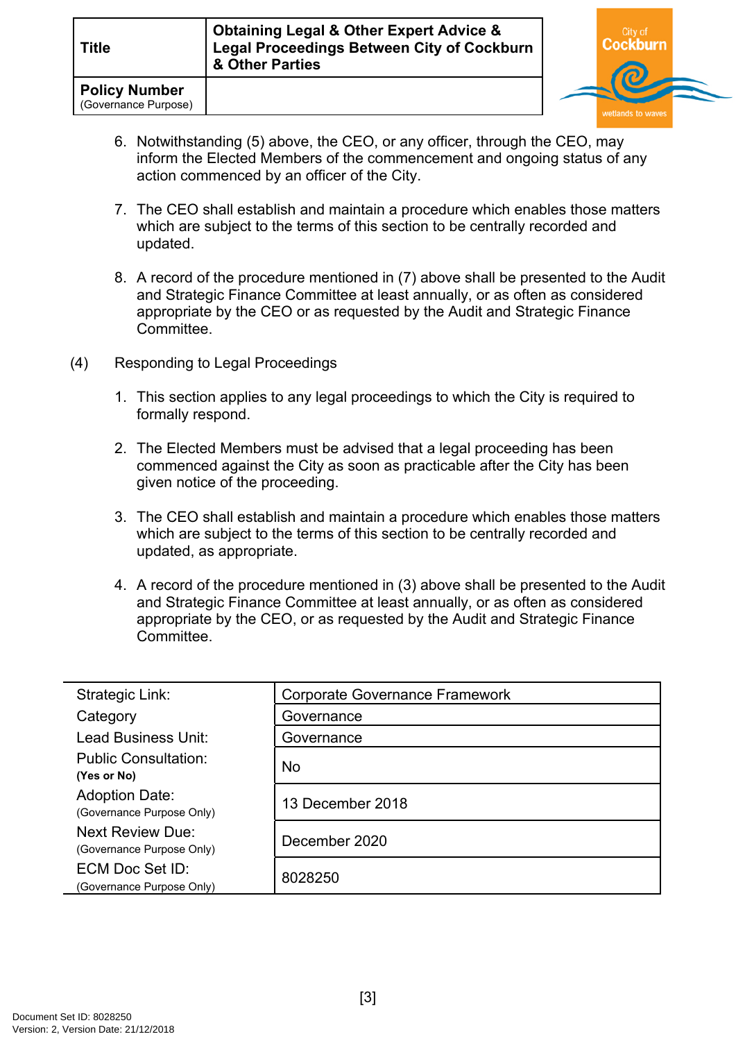| Title | Obtaining Legal & Other Expert Advice & Legal Proceedings Between City of Cockburn & Other Parties |
|---|---|
| **Policy Number** (Governance Purpose) | |

6. Notwithstanding (5) above, the CEO, or any officer, through the CEO, may inform the Elected Members of the commencement and ongoing status of any action commenced by an officer of the City.

7. The CEO shall establish and maintain a procedure which enables those matters which are subject to the terms of this section to be centrally recorded and updated.

8. A record of the procedure mentioned in (7) above shall be presented to the Audit and Strategic Finance Committee at least annually, or as often as considered appropriate by the CEO or as requested by the Audit and Strategic Finance Committee.

(4) Responding to Legal Proceedings

1. This section applies to any legal proceedings to which the City is required to formally respond.

2. The Elected Members must be advised that a legal proceeding has been commenced against the City as soon as practicable after the City has been given notice of the proceeding.

3. The CEO shall establish and maintain a procedure which enables those matters which are subject to the terms of this section to be centrally recorded and updated, as appropriate.

4. A record of the procedure mentioned in (3) above shall be presented to the Audit and Strategic Finance Committee at least annually, or as often as considered appropriate by the CEO, or as requested by the Audit and Strategic Finance Committee.

| | |
|---|---|
| Strategic Link: | Corporate Governance Framework |
| Category | Governance |
| Lead Business Unit: | Governance |
| Public Consultation: **(Yes or No)** | No |
| Adoption Date: (Governance Purpose Only) | 13 December 2018 |
| Next Review Due: (Governance Purpose Only) | December 2020 |
| ECM Doc Set ID: (Governance Purpose Only) | 8028250 |

Document Set ID: 8028250
Version: 2, Version Date: 21/12/2018